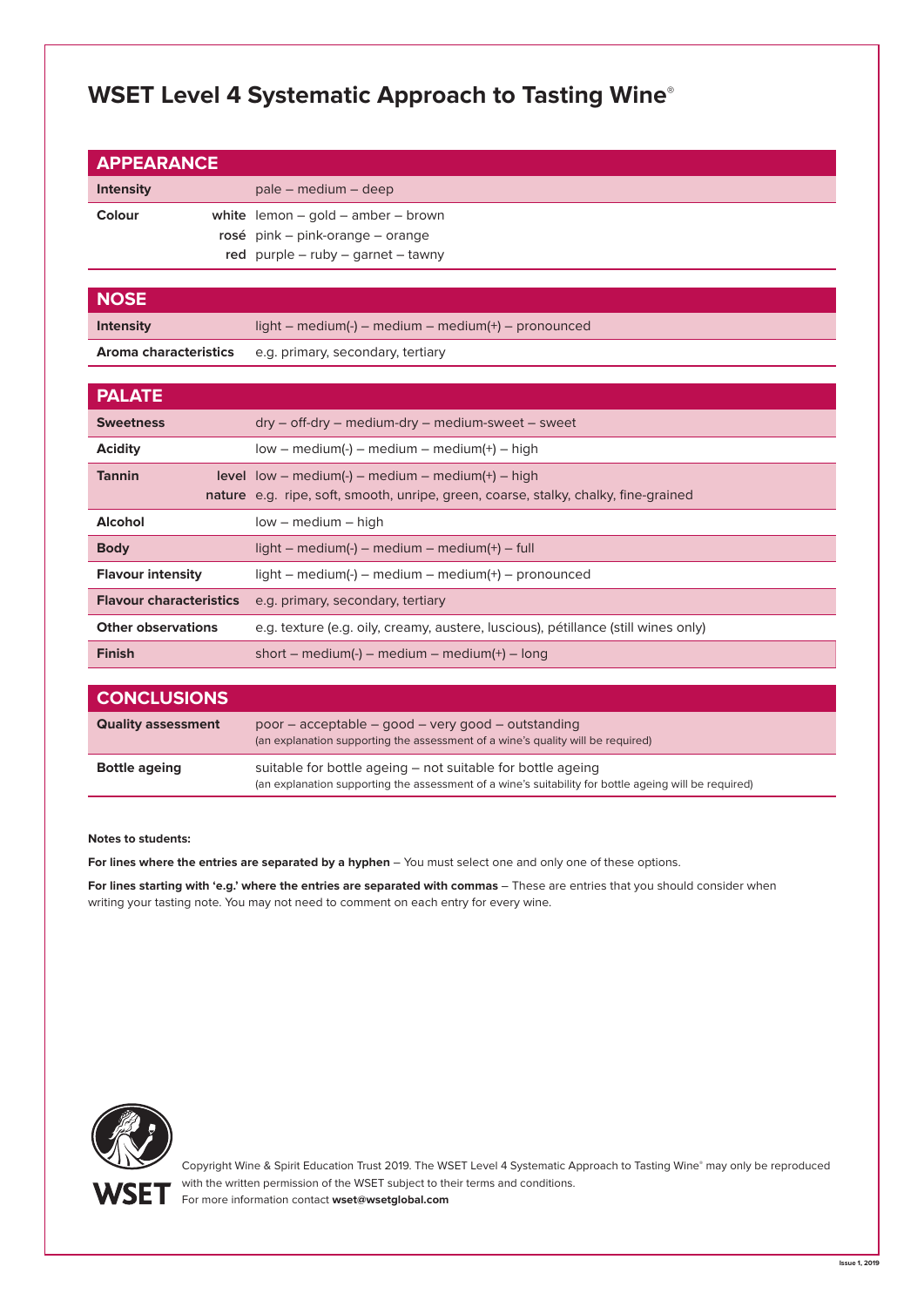# WSET Level 4 Systematic Approach to Tasting Wine®

## APPEARANCE

| | | |
|---|---|---|
| **Intensity** | | pale – medium – deep |
| **Colour** | **white** | lemon – gold – amber – brown |
| | **rosé** | pink – pink-orange – orange |
| | **red** | purple – ruby – garnet – tawny |

## NOSE

| | |
|---|---|
| **Intensity** | light – medium(-) – medium – medium(+) – pronounced |
| **Aroma characteristics** | e.g. primary, secondary, tertiary |

## PALATE

| | | |
|---|---|---|
| **Sweetness** | | dry – off-dry – medium-dry – medium-sweet – sweet |
| **Acidity** | | low – medium(-) – medium – medium(+) – high |
| **Tannin** | **level** | low – medium(-) – medium – medium(+) – high |
| | **nature** | e.g. ripe, soft, smooth, unripe, green, coarse, stalky, chalky, fine-grained |
| **Alcohol** | | low – medium – high |
| **Body** | | light – medium(-) – medium – medium(+) – full |
| **Flavour intensity** | | light – medium(-) – medium – medium(+) – pronounced |
| **Flavour characteristics** | | e.g. primary, secondary, tertiary |
| **Other observations** | | e.g. texture (e.g. oily, creamy, austere, luscious), pétillance (still wines only) |
| **Finish** | | short – medium(-) – medium – medium(+) – long |

## CONCLUSIONS

| | |
|---|---|
| **Quality assessment** | poor – acceptable – good – very good – outstanding (an explanation supporting the assessment of a wine's quality will be required) |
| **Bottle ageing** | suitable for bottle ageing – not suitable for bottle ageing (an explanation supporting the assessment of a wine's suitability for bottle ageing will be required) |

**Notes to students:**

**For lines where the entries are separated by a hyphen** – You must select one and only one of these options.

**For lines starting with 'e.g.' where the entries are separated with commas** – These are entries that you should consider when writing your tasting note. You may not need to comment on each entry for every wine.

WSET

Copyright Wine & Spirit Education Trust 2019. The WSET Level 4 Systematic Approach to Tasting Wine® may only be reproduced with the written permission of the WSET subject to their terms and conditions.
For more information contact **wset@wsetglobal.com**

Issue 1, 2019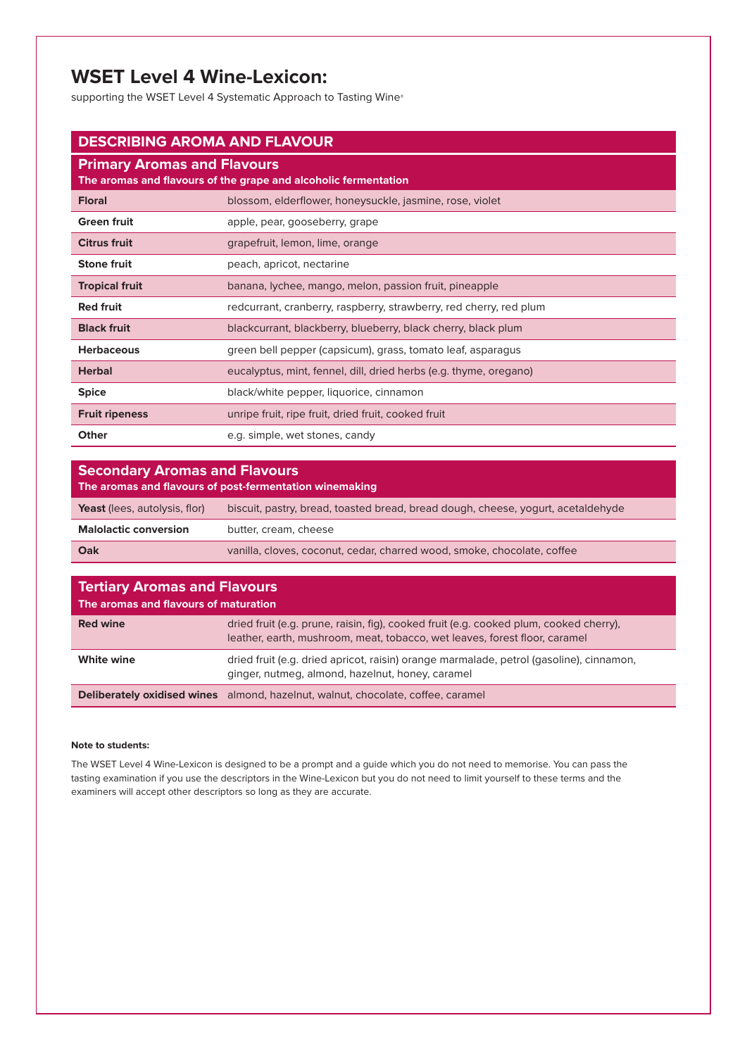# WSET Level 4 Wine-Lexicon:

supporting the WSET Level 4 Systematic Approach to Tasting Wine®

## DESCRIBING AROMA AND FLAVOUR

### Primary Aromas and Flavours

**The aromas and flavours of the grape and alcoholic fermentation**

| | |
|---|---|
| **Floral** | blossom, elderflower, honeysuckle, jasmine, rose, violet |
| **Green fruit** | apple, pear, gooseberry, grape |
| **Citrus fruit** | grapefruit, lemon, lime, orange |
| **Stone fruit** | peach, apricot, nectarine |
| **Tropical fruit** | banana, lychee, mango, melon, passion fruit, pineapple |
| **Red fruit** | redcurrant, cranberry, raspberry, strawberry, red cherry, red plum |
| **Black fruit** | blackcurrant, blackberry, blueberry, black cherry, black plum |
| **Herbaceous** | green bell pepper (capsicum), grass, tomato leaf, asparagus |
| **Herbal** | eucalyptus, mint, fennel, dill, dried herbs (e.g. thyme, oregano) |
| **Spice** | black/white pepper, liquorice, cinnamon |
| **Fruit ripeness** | unripe fruit, ripe fruit, dried fruit, cooked fruit |
| **Other** | e.g. simple, wet stones, candy |

### Secondary Aromas and Flavours

**The aromas and flavours of post-fermentation winemaking**

| | |
|---|---|
| **Yeast** (lees, autolysis, flor) | biscuit, pastry, bread, toasted bread, bread dough, cheese, yogurt, acetaldehyde |
| **Malolactic conversion** | butter, cream, cheese |
| **Oak** | vanilla, cloves, coconut, cedar, charred wood, smoke, chocolate, coffee |

### Tertiary Aromas and Flavours

**The aromas and flavours of maturation**

| | |
|---|---|
| **Red wine** | dried fruit (e.g. prune, raisin, fig), cooked fruit (e.g. cooked plum, cooked cherry), leather, earth, mushroom, meat, tobacco, wet leaves, forest floor, caramel |
| **White wine** | dried fruit (e.g. dried apricot, raisin) orange marmalade, petrol (gasoline), cinnamon, ginger, nutmeg, almond, hazelnut, honey, caramel |
| **Deliberately oxidised wines** | almond, hazelnut, walnut, chocolate, coffee, caramel |

**Note to students:**

The WSET Level 4 Wine-Lexicon is designed to be a prompt and a guide which you do not need to memorise. You can pass the tasting examination if you use the descriptors in the Wine-Lexicon but you do not need to limit yourself to these terms and the examiners will accept other descriptors so long as they are accurate.